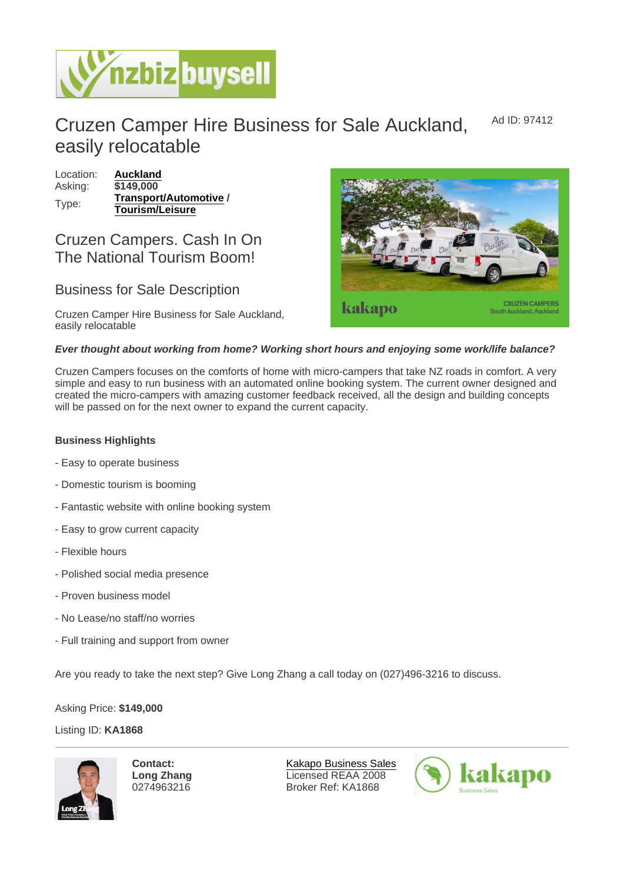# Cruzen Camper Hire Business for Sale Auckland, easily relocatable

Ad ID: 97412

Location: Auckland
Asking: $149,000
Type: Transport/Automotive / Tourism/Leisure

## Cruzen Campers. Cash In On The National Tourism Boom!

## Business for Sale Description

Cruzen Camper Hire Business for Sale Auckland, easily relocatable

***Ever thought about working from home? Working short hours and enjoying some work/life balance?***

Cruzen Campers focuses on the comforts of home with micro-campers that take NZ roads in comfort. A very simple and easy to run business with an automated online booking system. The current owner designed and created the micro-campers with amazing customer feedback received, all the design and building concepts will be passed on for the next owner to expand the current capacity.

**Business Highlights**

- Easy to operate business
- Domestic tourism is booming
- Fantastic website with online booking system
- Easy to grow current capacity
- Flexible hours
- Polished social media presence
- Proven business model
- No Lease/no staff/no worries
- Full training and support from owner

Are you ready to take the next step? Give Long Zhang a call today on (027)496-3216 to discuss.

Asking Price: **$149,000**

Listing ID: **KA1868**

**Contact:**
**Long Zhang**
0274963216

Kakapo Business Sales
Licensed REAA 2008
Broker Ref: KA1868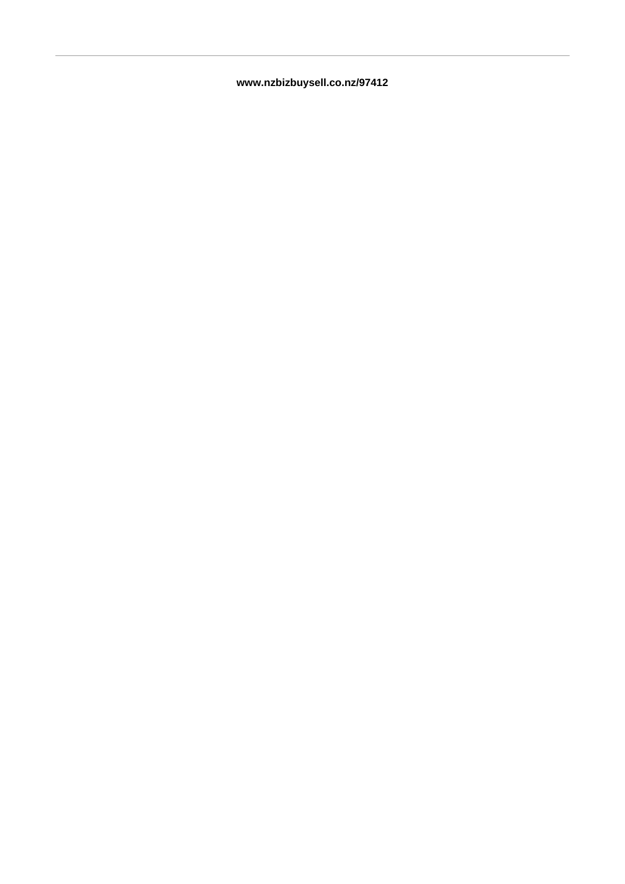**www.nzbizbuysell.co.nz/97412**